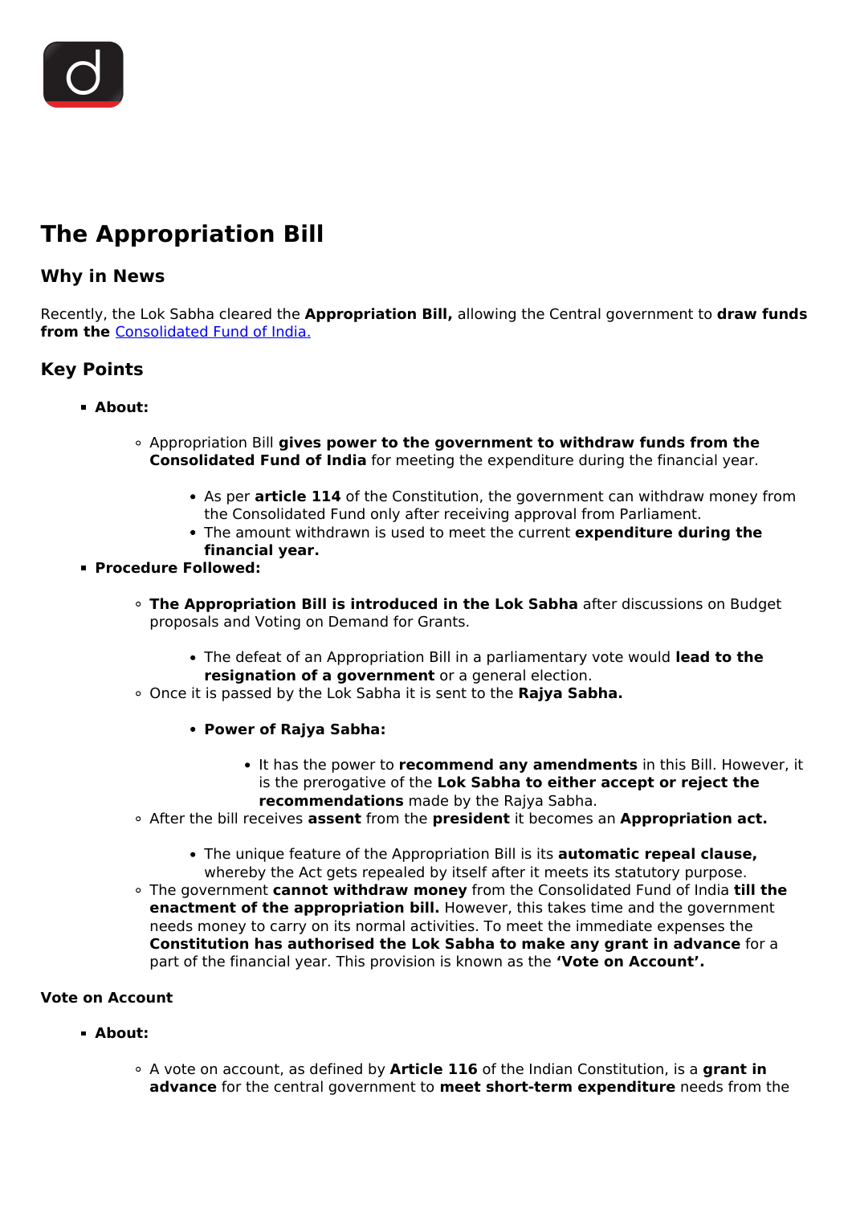# The Appropriation Bill

## Why in News

Recently, the Lok Sabha cleared the **Appropriation Bill,** allowing the Central government to **draw funds from the** Consolidated Fund of India.

## Key Points

- **About:**
  - Appropriation Bill **gives power to the government to withdraw funds from the Consolidated Fund of India** for meeting the expenditure during the financial year.
    - As per **article 114** of the Constitution, the government can withdraw money from the Consolidated Fund only after receiving approval from Parliament.
    - The amount withdrawn is used to meet the current **expenditure during the financial year.**
- **Procedure Followed:**
  - **The Appropriation Bill is introduced in the Lok Sabha** after discussions on Budget proposals and Voting on Demand for Grants.
    - The defeat of an Appropriation Bill in a parliamentary vote would **lead to the resignation of a government** or a general election.
  - Once it is passed by the Lok Sabha it is sent to the **Rajya Sabha.**
    - **Power of Rajya Sabha:**
      - It has the power to **recommend any amendments** in this Bill. However, it is the prerogative of the **Lok Sabha to either accept or reject the recommendations** made by the Rajya Sabha.
  - After the bill receives **assent** from the **president** it becomes an **Appropriation act.**
    - The unique feature of the Appropriation Bill is its **automatic repeal clause,** whereby the Act gets repealed by itself after it meets its statutory purpose.
  - The government **cannot withdraw money** from the Consolidated Fund of India **till the enactment of the appropriation bill.** However, this takes time and the government needs money to carry on its normal activities. To meet the immediate expenses the **Constitution has authorised the Lok Sabha to make any grant in advance** for a part of the financial year. This provision is known as the **'Vote on Account'.**

### Vote on Account

- **About:**
  - A vote on account, as defined by **Article 116** of the Indian Constitution, is a **grant in advance** for the central government to **meet short-term expenditure** needs from the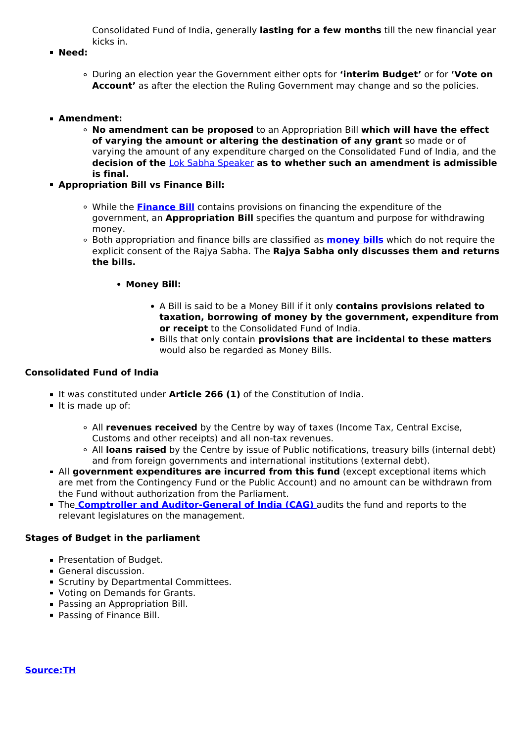Consolidated Fund of India, generally **lasting for a few months** till the new financial year kicks in.

- **Need:**
    - During an election year the Government either opts for **'interim Budget'** or for **'Vote on Account'** as after the election the Ruling Government may change and so the policies.
- **Amendment:**
    - **No amendment can be proposed** to an Appropriation Bill **which will have the effect of varying the amount or altering the destination of any grant** so made or of varying the amount of any expenditure charged on the Consolidated Fund of India, and the **decision of the** Lok Sabha Speaker **as to whether such an amendment is admissible is final.**
- **Appropriation Bill vs Finance Bill:**
    - While the **Finance Bill** contains provisions on financing the expenditure of the government, an **Appropriation Bill** specifies the quantum and purpose for withdrawing money.
    - Both appropriation and finance bills are classified as **money bills** which do not require the explicit consent of the Rajya Sabha. The **Rajya Sabha only discusses them and returns the bills.**
        - **Money Bill:**
            - A Bill is said to be a Money Bill if it only **contains provisions related to taxation, borrowing of money by the government, expenditure from or receipt** to the Consolidated Fund of India.
            - Bills that only contain **provisions that are incidental to these matters** would also be regarded as Money Bills.

### Consolidated Fund of India

- It was constituted under **Article 266 (1)** of the Constitution of India.
- It is made up of:
    - All **revenues received** by the Centre by way of taxes (Income Tax, Central Excise, Customs and other receipts) and all non-tax revenues.
    - All **loans raised** by the Centre by issue of Public notifications, treasury bills (internal debt) and from foreign governments and international institutions (external debt).
- All **government expenditures are incurred from this fund** (except exceptional items which are met from the Contingency Fund or the Public Account) and no amount can be withdrawn from the Fund without authorization from the Parliament.
- The **Comptroller and Auditor-General of India (CAG)** audits the fund and reports to the relevant legislatures on the management.

### Stages of Budget in the parliament

- Presentation of Budget.
- General discussion.
- Scrutiny by Departmental Committees.
- Voting on Demands for Grants.
- Passing an Appropriation Bill.
- Passing of Finance Bill.

**Source:TH**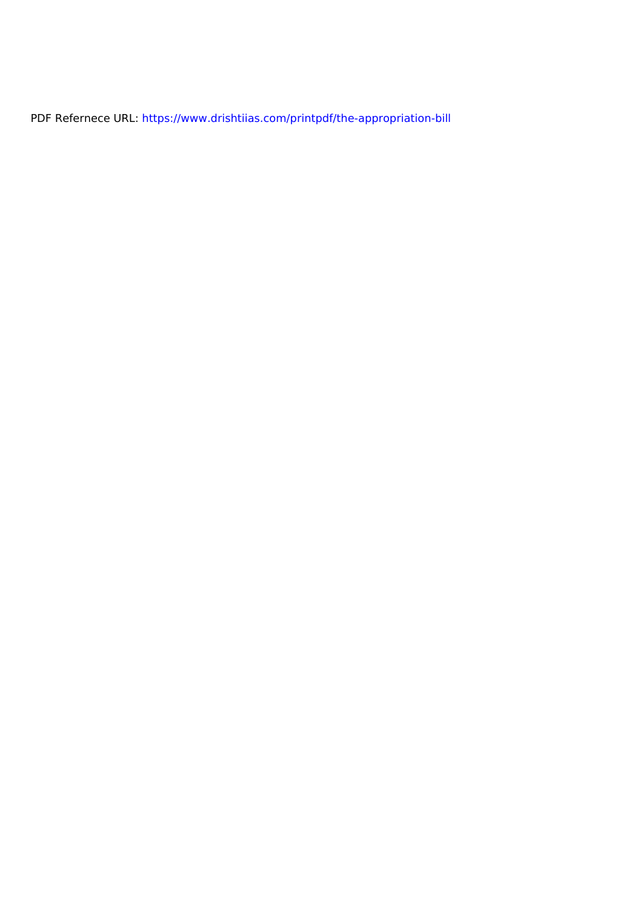PDF Refernece URL: https://www.drishtiias.com/printpdf/the-appropriation-bill